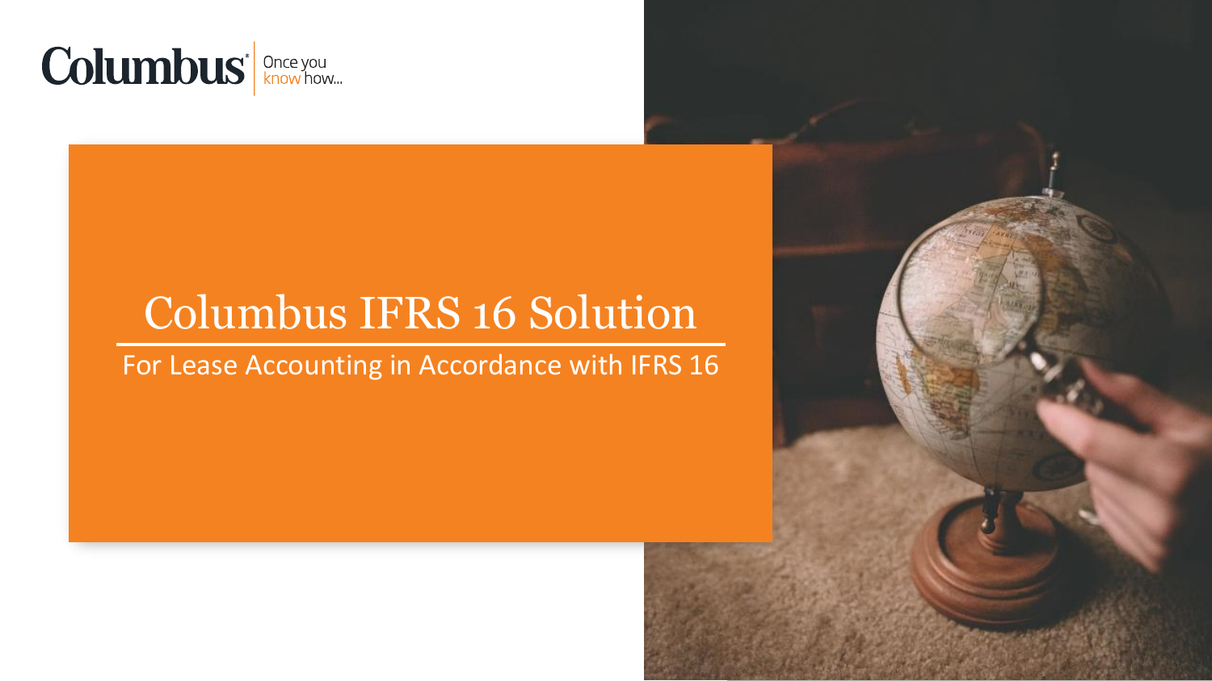Columbus® Once you know how...

# Columbus IFRS 16 Solution

For Lease Accounting in Accordance with IFRS 16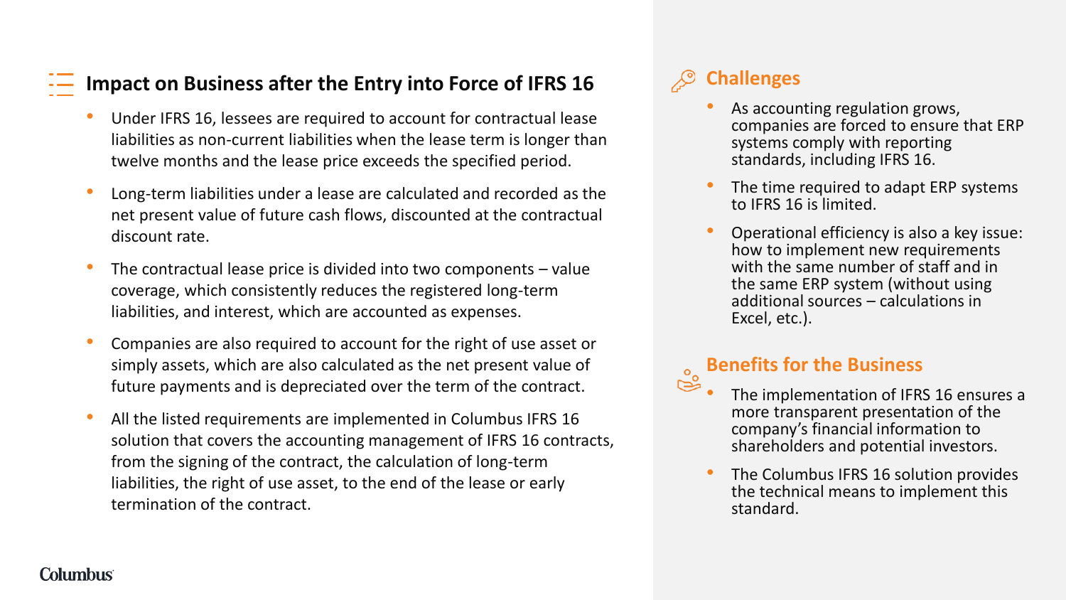## Impact on Business after the Entry into Force of IFRS 16

- Under IFRS 16, lessees are required to account for contractual lease liabilities as non-current liabilities when the lease term is longer than twelve months and the lease price exceeds the specified period.
- Long-term liabilities under a lease are calculated and recorded as the net present value of future cash flows, discounted at the contractual discount rate.
- The contractual lease price is divided into two components – value coverage, which consistently reduces the registered long-term liabilities, and interest, which are accounted as expenses.
- Companies are also required to account for the right of use asset or simply assets, which are also calculated as the net present value of future payments and is depreciated over the term of the contract.
- All the listed requirements are implemented in Columbus IFRS 16 solution that covers the accounting management of IFRS 16 contracts, from the signing of the contract, the calculation of long-term liabilities, the right of use asset, to the end of the lease or early termination of the contract.

## Challenges

- As accounting regulation grows, companies are forced to ensure that ERP systems comply with reporting standards, including IFRS 16.
- The time required to adapt ERP systems to IFRS 16 is limited.
- Operational efficiency is also a key issue: how to implement new requirements with the same number of staff and in the same ERP system (without using additional sources – calculations in Excel, etc.).

## Benefits for the Business

- The implementation of IFRS 16 ensures a more transparent presentation of the company's financial information to shareholders and potential investors.
- The Columbus IFRS 16 solution provides the technical means to implement this standard.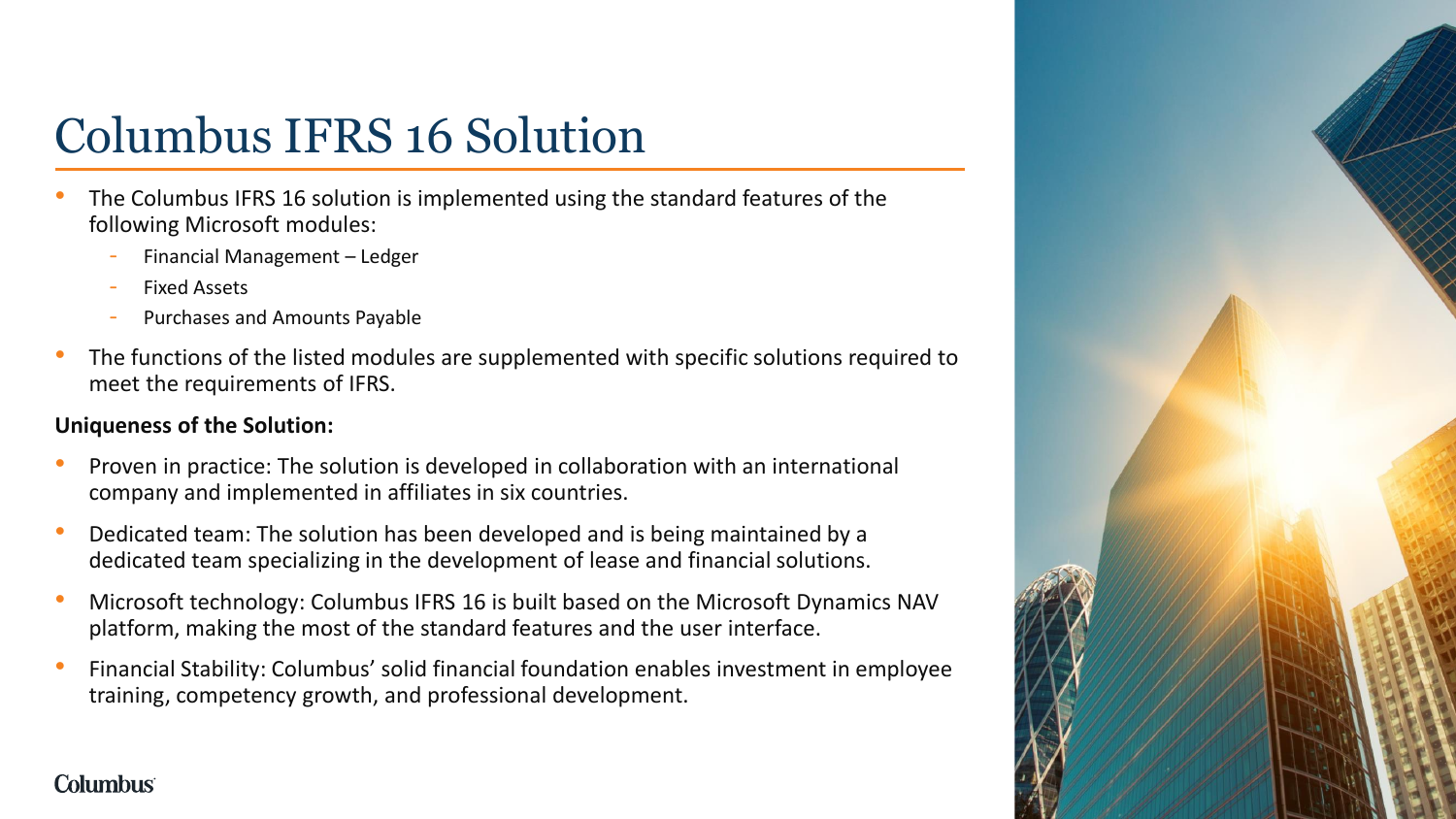# Columbus IFRS 16 Solution

- The Columbus IFRS 16 solution is implemented using the standard features of the following Microsoft modules:
  - Financial Management – Ledger
  - Fixed Assets
  - Purchases and Amounts Payable
- The functions of the listed modules are supplemented with specific solutions required to meet the requirements of IFRS.

**Uniqueness of the Solution:**

- Proven in practice: The solution is developed in collaboration with an international company and implemented in affiliates in six countries.
- Dedicated team: The solution has been developed and is being maintained by a dedicated team specializing in the development of lease and financial solutions.
- Microsoft technology: Columbus IFRS 16 is built based on the Microsoft Dynamics NAV platform, making the most of the standard features and the user interface.
- Financial Stability: Columbus' solid financial foundation enables investment in employee training, competency growth, and professional development.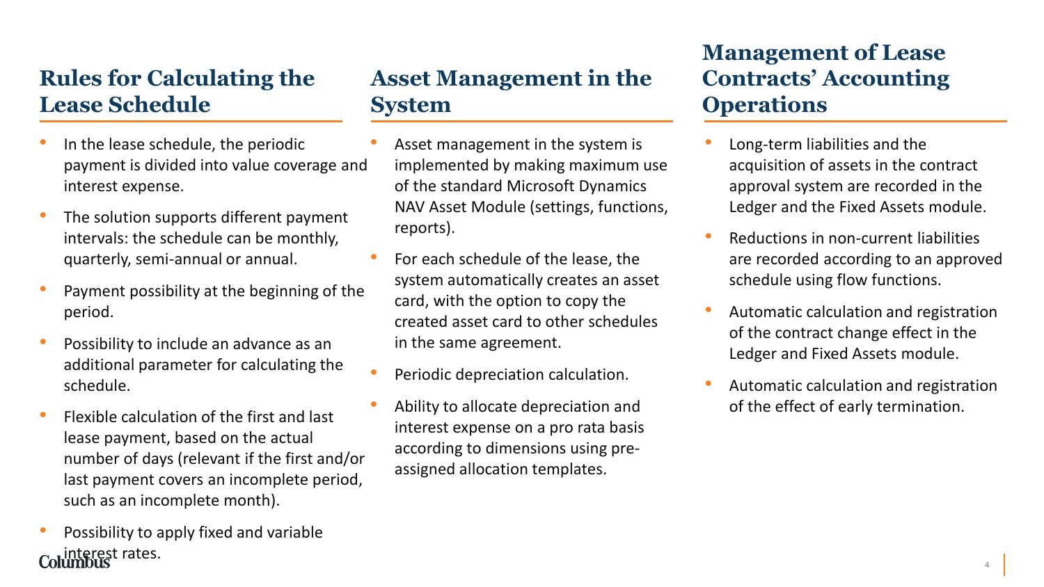## Rules for Calculating the Lease Schedule

- In the lease schedule, the periodic payment is divided into value coverage and interest expense.
- The solution supports different payment intervals: the schedule can be monthly, quarterly, semi-annual or annual.
- Payment possibility at the beginning of the period.
- Possibility to include an advance as an additional parameter for calculating the schedule.
- Flexible calculation of the first and last lease payment, based on the actual number of days (relevant if the first and/or last payment covers an incomplete period, such as an incomplete month).
- Possibility to apply fixed and variable interest rates.

## Asset Management in the System

- Asset management in the system is implemented by making maximum use of the standard Microsoft Dynamics NAV Asset Module (settings, functions, reports).
- For each schedule of the lease, the system automatically creates an asset card, with the option to copy the created asset card to other schedules in the same agreement.
- Periodic depreciation calculation.
- Ability to allocate depreciation and interest expense on a pro rata basis according to dimensions using pre-assigned allocation templates.

## Management of Lease Contracts' Accounting Operations

- Long-term liabilities and the acquisition of assets in the contract approval system are recorded in the Ledger and the Fixed Assets module.
- Reductions in non-current liabilities are recorded according to an approved schedule using flow functions.
- Automatic calculation and registration of the contract change effect in the Ledger and Fixed Assets module.
- Automatic calculation and registration of the effect of early termination.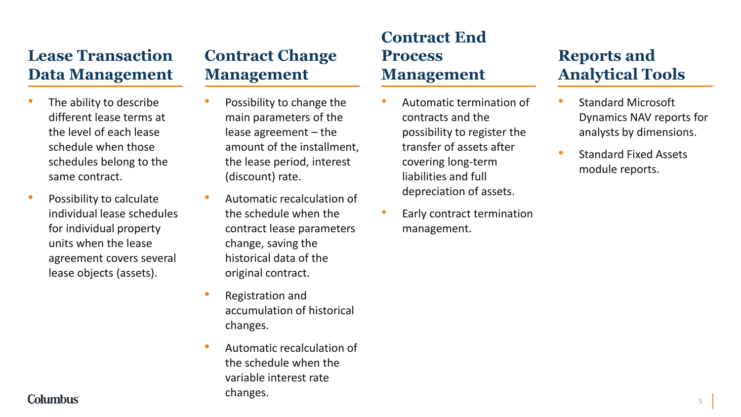## Lease Transaction Data Management

- The ability to describe different lease terms at the level of each lease schedule when those schedules belong to the same contract.
- Possibility to calculate individual lease schedules for individual property units when the lease agreement covers several lease objects (assets).

## Contract Change Management

- Possibility to change the main parameters of the lease agreement – the amount of the installment, the lease period, interest (discount) rate.
- Automatic recalculation of the schedule when the contract lease parameters change, saving the historical data of the original contract.
- Registration and accumulation of historical changes.
- Automatic recalculation of the schedule when the variable interest rate changes.

## Contract End Process Management

- Automatic termination of contracts and the possibility to register the transfer of assets after covering long-term liabilities and full depreciation of assets.
- Early contract termination management.

## Reports and Analytical Tools

- Standard Microsoft Dynamics NAV reports for analysts by dimensions.
- Standard Fixed Assets module reports.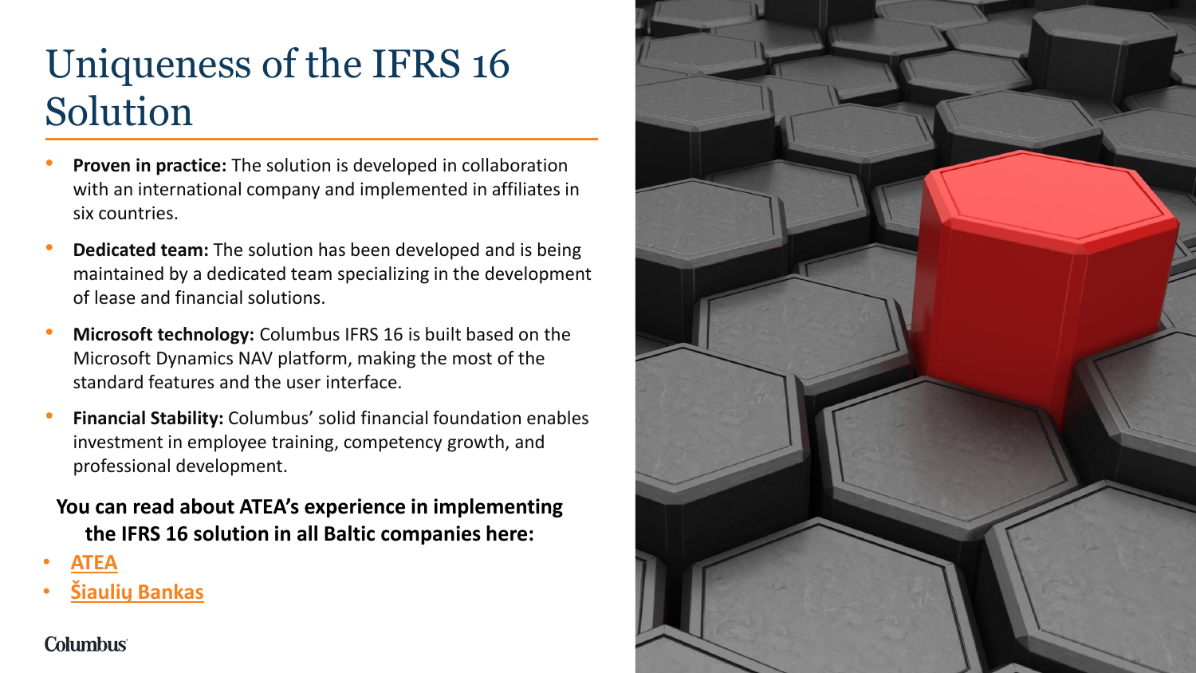# Uniqueness of the IFRS 16 Solution

- **Proven in practice:** The solution is developed in collaboration with an international company and implemented in affiliates in six countries.
- **Dedicated team:** The solution has been developed and is being maintained by a dedicated team specializing in the development of lease and financial solutions.
- **Microsoft technology:** Columbus IFRS 16 is built based on the Microsoft Dynamics NAV platform, making the most of the standard features and the user interface.
- **Financial Stability:** Columbus' solid financial foundation enables investment in employee training, competency growth, and professional development.

**You can read about ATEA's experience in implementing the IFRS 16 solution in all Baltic companies here:**

- ATEA
- Šiaulių Bankas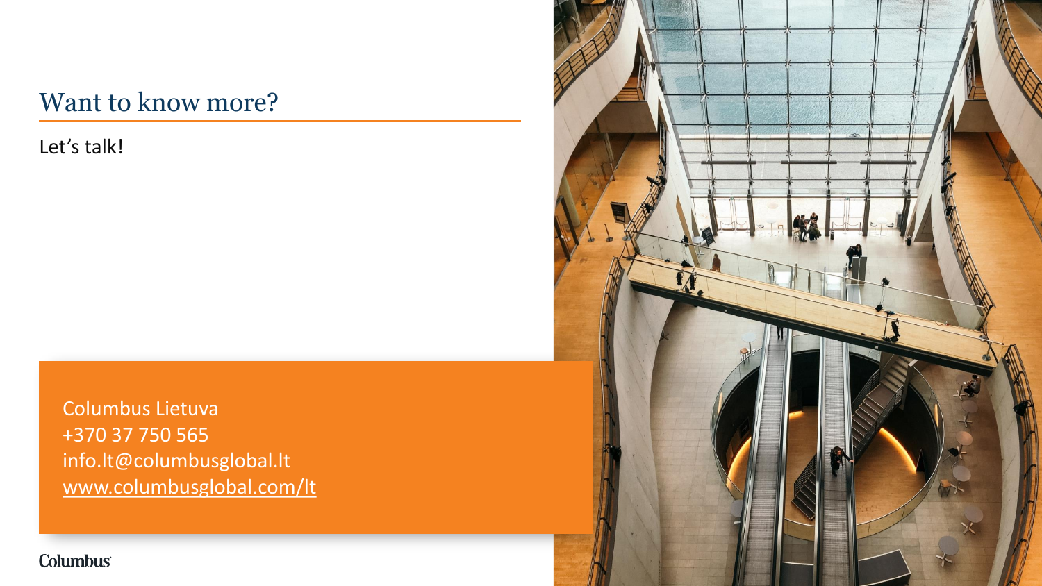# Want to know more?

Let's talk!

Columbus Lietuva
+370 37 750 565
info.lt@columbusglobal.lt
www.columbusglobal.com/lt

Columbus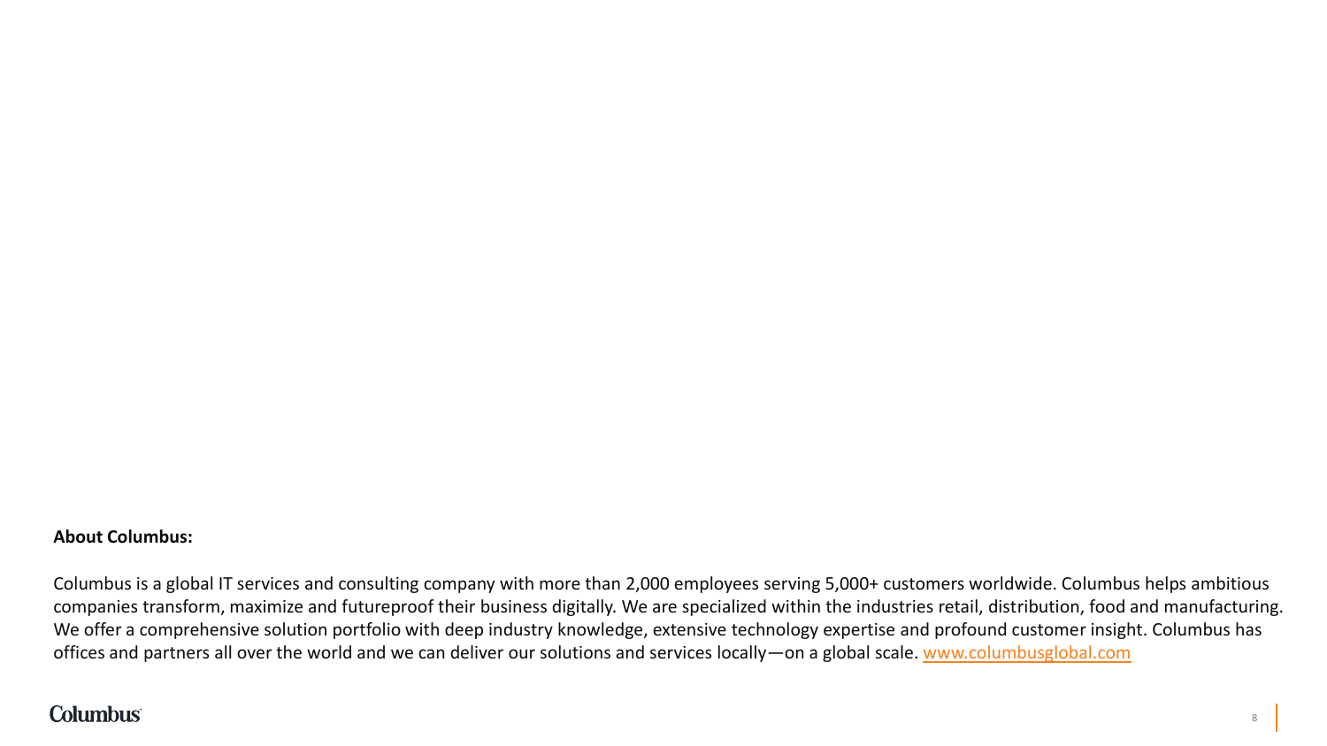**About Columbus:**

Columbus is a global IT services and consulting company with more than 2,000 employees serving 5,000+ customers worldwide. Columbus helps ambitious companies transform, maximize and futureproof their business digitally. We are specialized within the industries retail, distribution, food and manufacturing. We offer a comprehensive solution portfolio with deep industry knowledge, extensive technology expertise and profound customer insight. Columbus has offices and partners all over the world and we can deliver our solutions and services locally—on a global scale. [www.columbusglobal.com](http://www.columbusglobal.com)